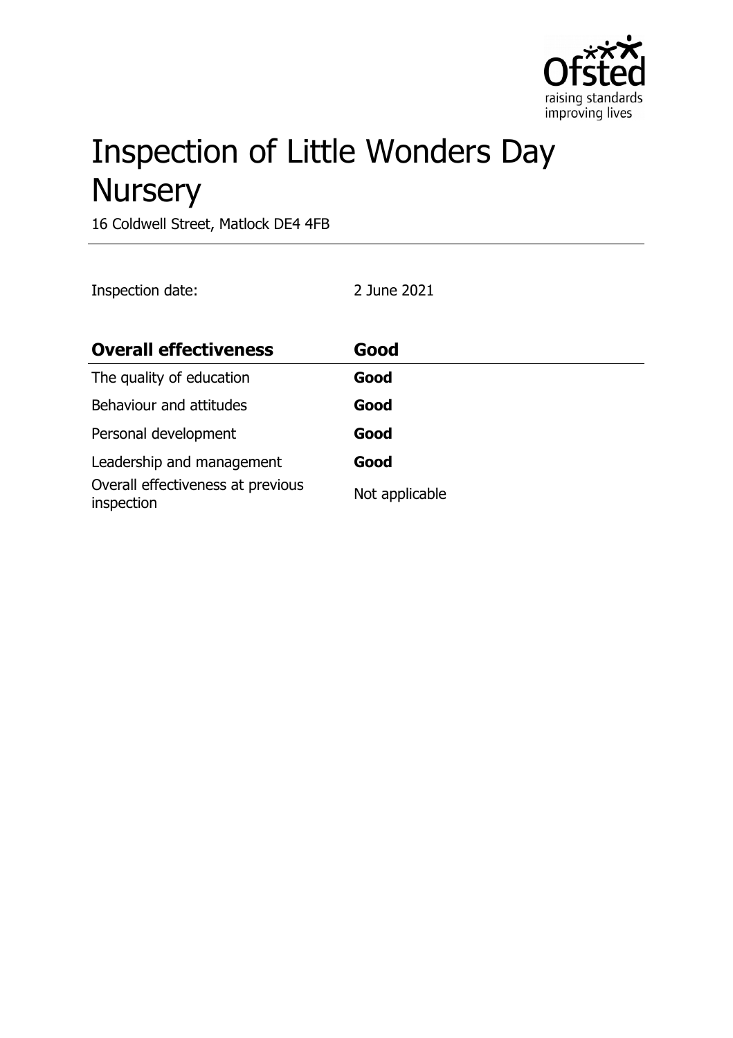# Inspection of Little Wonders Day Nursery

16 Coldwell Street, Matlock DE4 4FB

Inspection date: 2 June 2021

| **Overall effectiveness** | **Good** |
| --- | --- |
| The quality of education | **Good** |
| Behaviour and attitudes | **Good** |
| Personal development | **Good** |
| Leadership and management | **Good** |
| Overall effectiveness at previous inspection | Not applicable |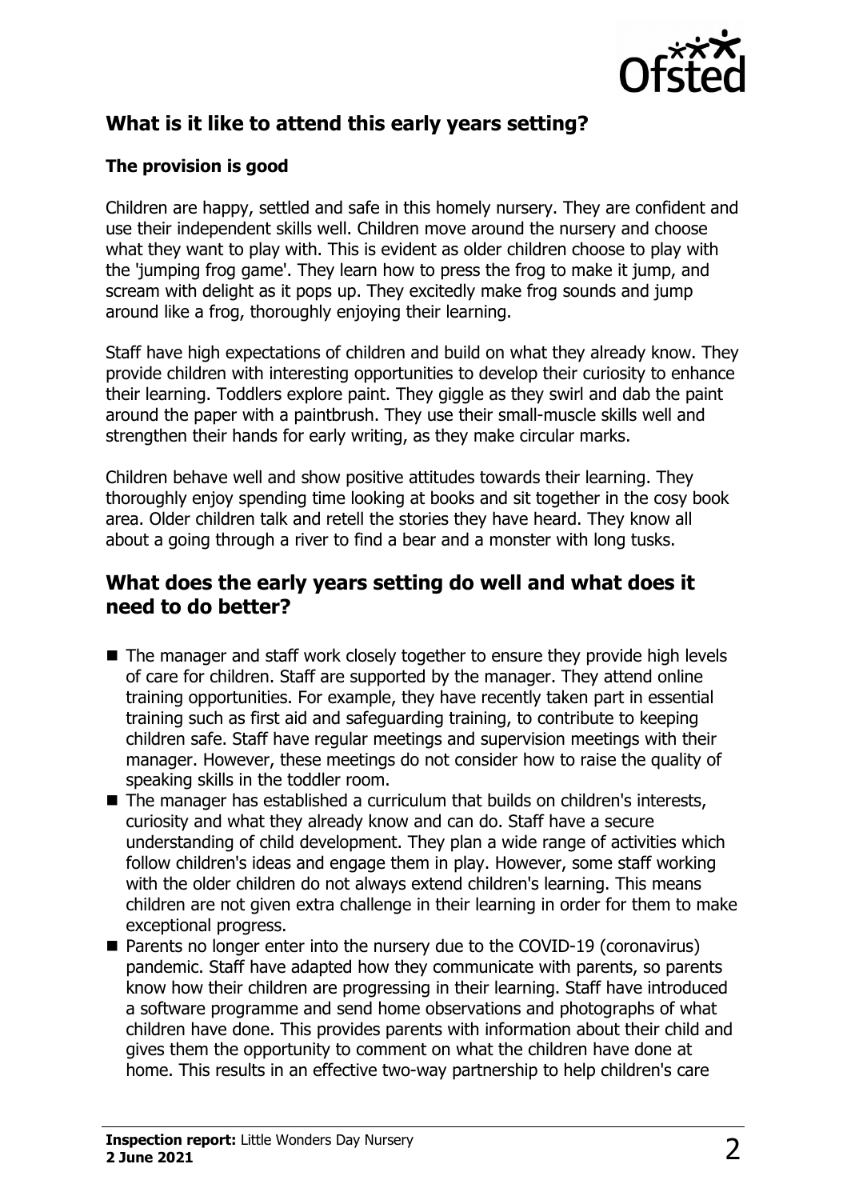## What is it like to attend this early years setting?

### The provision is good

Children are happy, settled and safe in this homely nursery. They are confident and use their independent skills well. Children move around the nursery and choose what they want to play with. This is evident as older children choose to play with the 'jumping frog game'. They learn how to press the frog to make it jump, and scream with delight as it pops up. They excitedly make frog sounds and jump around like a frog, thoroughly enjoying their learning.

Staff have high expectations of children and build on what they already know. They provide children with interesting opportunities to develop their curiosity to enhance their learning. Toddlers explore paint. They giggle as they swirl and dab the paint around the paper with a paintbrush. They use their small-muscle skills well and strengthen their hands for early writing, as they make circular marks.

Children behave well and show positive attitudes towards their learning. They thoroughly enjoy spending time looking at books and sit together in the cosy book area. Older children talk and retell the stories they have heard. They know all about a going through a river to find a bear and a monster with long tusks.

## What does the early years setting do well and what does it need to do better?

- The manager and staff work closely together to ensure they provide high levels of care for children. Staff are supported by the manager. They attend online training opportunities. For example, they have recently taken part in essential training such as first aid and safeguarding training, to contribute to keeping children safe. Staff have regular meetings and supervision meetings with their manager. However, these meetings do not consider how to raise the quality of speaking skills in the toddler room.
- The manager has established a curriculum that builds on children's interests, curiosity and what they already know and can do. Staff have a secure understanding of child development. They plan a wide range of activities which follow children's ideas and engage them in play. However, some staff working with the older children do not always extend children's learning. This means children are not given extra challenge in their learning in order for them to make exceptional progress.
- Parents no longer enter into the nursery due to the COVID-19 (coronavirus) pandemic. Staff have adapted how they communicate with parents, so parents know how their children are progressing in their learning. Staff have introduced a software programme and send home observations and photographs of what children have done. This provides parents with information about their child and gives them the opportunity to comment on what the children have done at home. This results in an effective two-way partnership to help children's care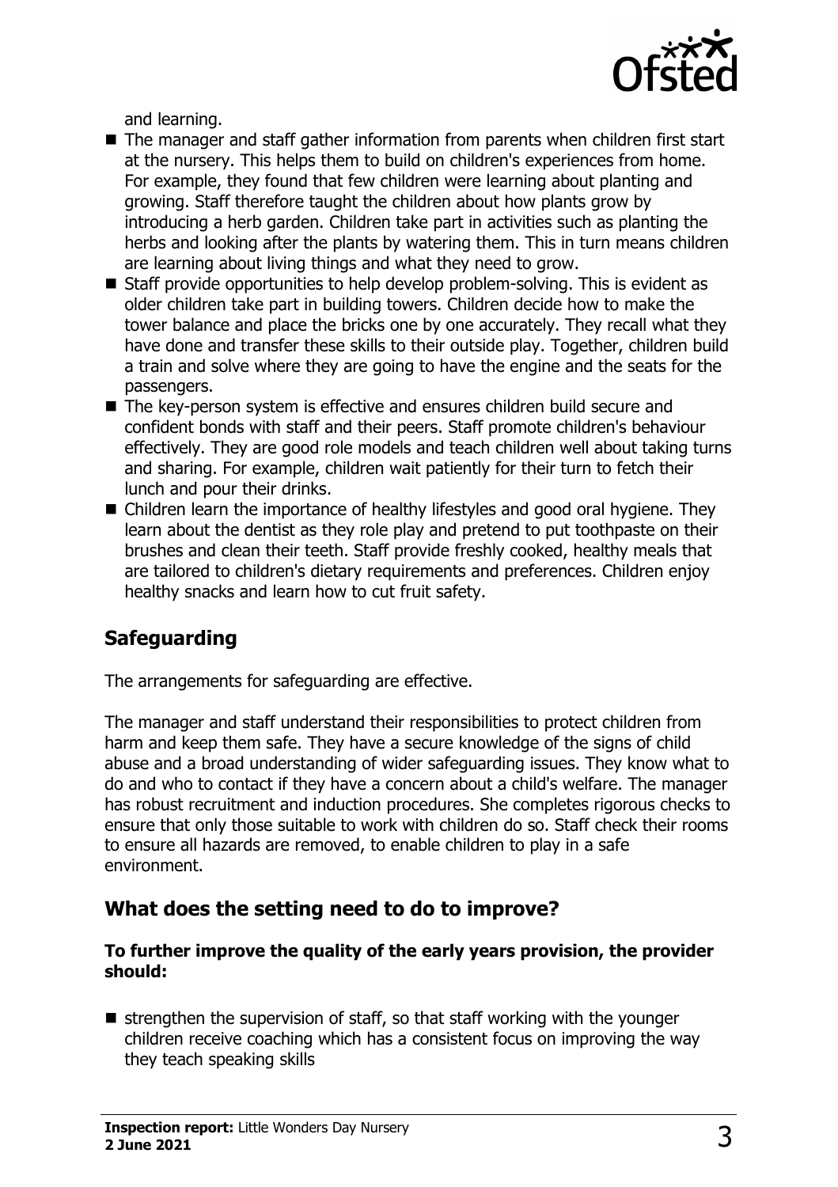and learning.

- The manager and staff gather information from parents when children first start at the nursery. This helps them to build on children's experiences from home. For example, they found that few children were learning about planting and growing. Staff therefore taught the children about how plants grow by introducing a herb garden. Children take part in activities such as planting the herbs and looking after the plants by watering them. This in turn means children are learning about living things and what they need to grow.
- Staff provide opportunities to help develop problem-solving. This is evident as older children take part in building towers. Children decide how to make the tower balance and place the bricks one by one accurately. They recall what they have done and transfer these skills to their outside play. Together, children build a train and solve where they are going to have the engine and the seats for the passengers.
- The key-person system is effective and ensures children build secure and confident bonds with staff and their peers. Staff promote children's behaviour effectively. They are good role models and teach children well about taking turns and sharing. For example, children wait patiently for their turn to fetch their lunch and pour their drinks.
- Children learn the importance of healthy lifestyles and good oral hygiene. They learn about the dentist as they role play and pretend to put toothpaste on their brushes and clean their teeth. Staff provide freshly cooked, healthy meals that are tailored to children's dietary requirements and preferences. Children enjoy healthy snacks and learn how to cut fruit safety.

## Safeguarding

The arrangements for safeguarding are effective.

The manager and staff understand their responsibilities to protect children from harm and keep them safe. They have a secure knowledge of the signs of child abuse and a broad understanding of wider safeguarding issues. They know what to do and who to contact if they have a concern about a child's welfare. The manager has robust recruitment and induction procedures. She completes rigorous checks to ensure that only those suitable to work with children do so. Staff check their rooms to ensure all hazards are removed, to enable children to play in a safe environment.

## What does the setting need to do to improve?

**To further improve the quality of the early years provision, the provider should:**

- strengthen the supervision of staff, so that staff working with the younger children receive coaching which has a consistent focus on improving the way they teach speaking skills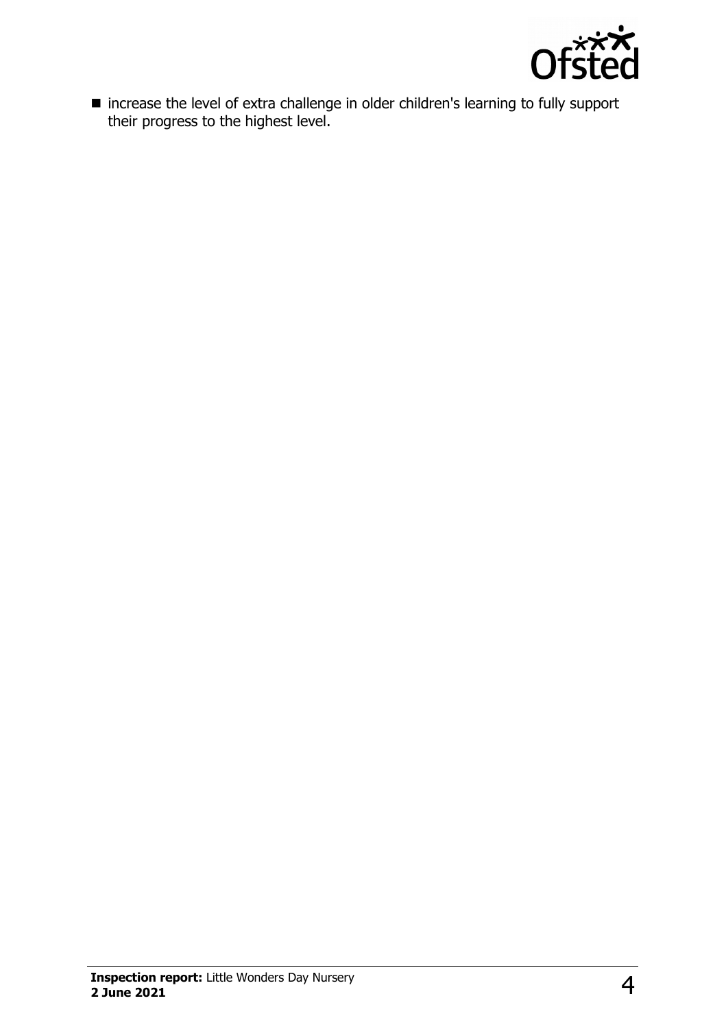- increase the level of extra challenge in older children's learning to fully support their progress to the highest level.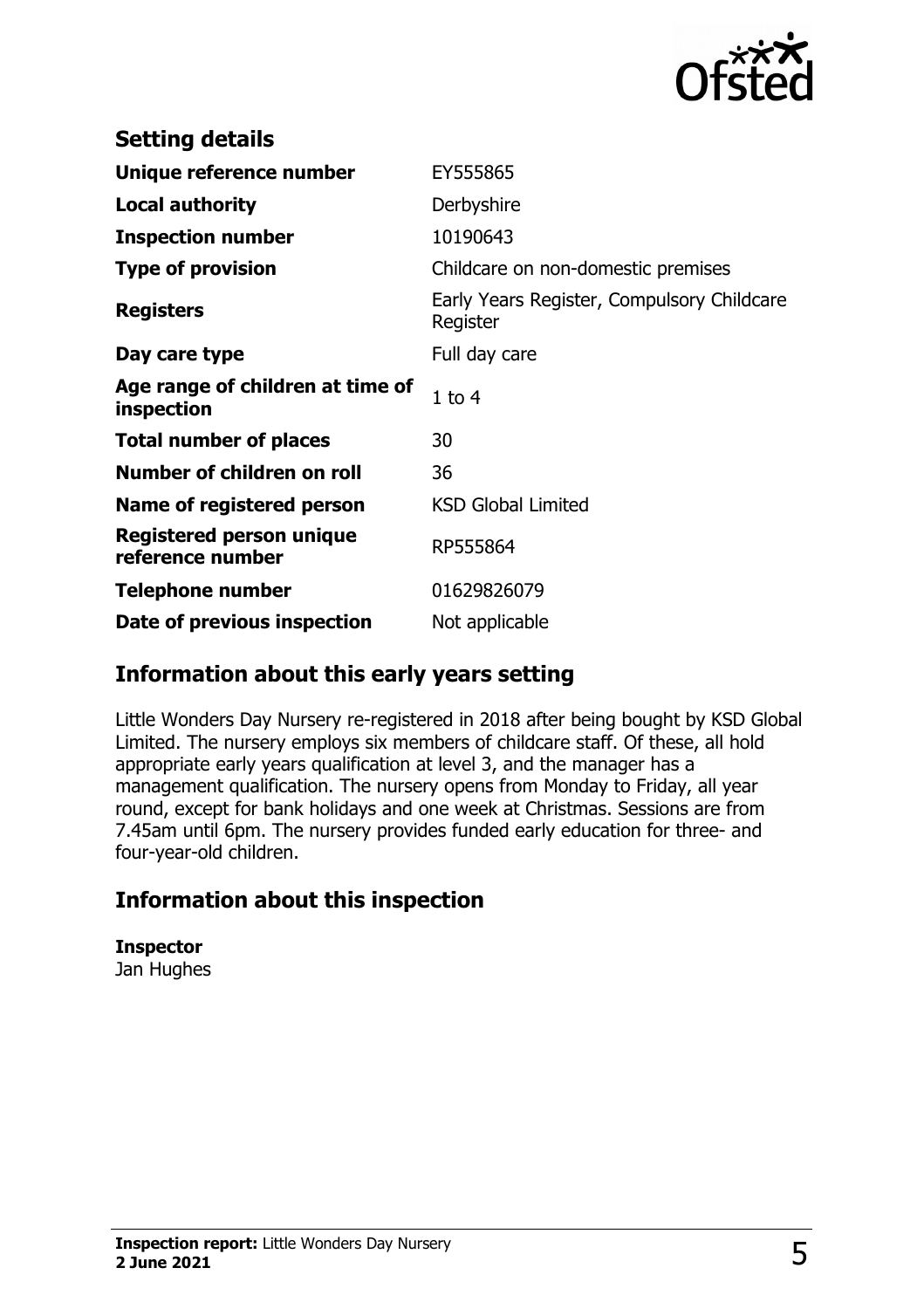## Setting details

| | |
|---|---|
| **Unique reference number** | EY555865 |
| **Local authority** | Derbyshire |
| **Inspection number** | 10190643 |
| **Type of provision** | Childcare on non-domestic premises |
| **Registers** | Early Years Register, Compulsory Childcare Register |
| **Day care type** | Full day care |
| **Age range of children at time of inspection** | 1 to 4 |
| **Total number of places** | 30 |
| **Number of children on roll** | 36 |
| **Name of registered person** | KSD Global Limited |
| **Registered person unique reference number** | RP555864 |
| **Telephone number** | 01629826079 |
| **Date of previous inspection** | Not applicable |

## Information about this early years setting

Little Wonders Day Nursery re-registered in 2018 after being bought by KSD Global Limited. The nursery employs six members of childcare staff. Of these, all hold appropriate early years qualification at level 3, and the manager has a management qualification. The nursery opens from Monday to Friday, all year round, except for bank holidays and one week at Christmas. Sessions are from 7.45am until 6pm. The nursery provides funded early education for three- and four-year-old children.

## Information about this inspection

**Inspector**
Jan Hughes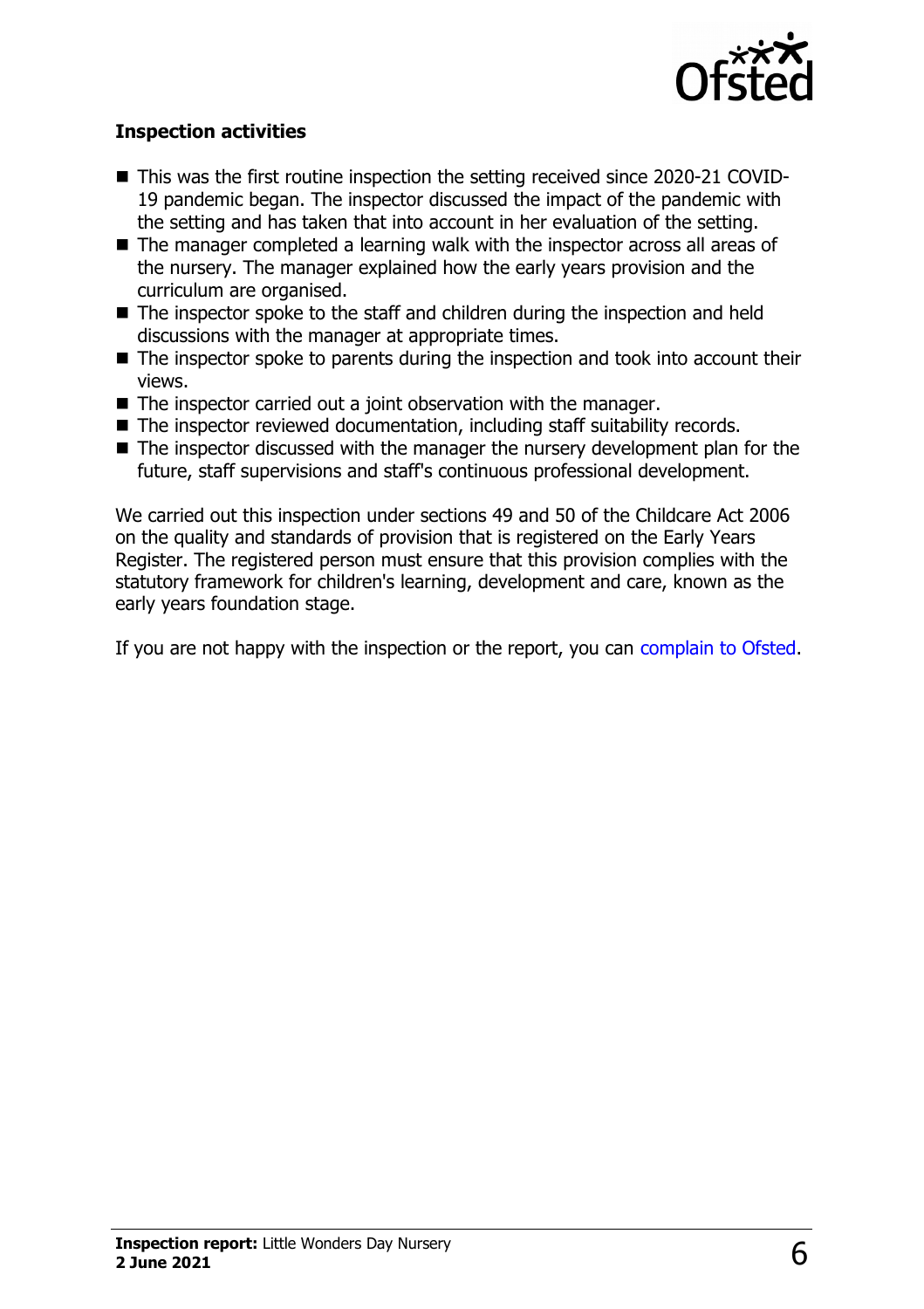**Inspection activities**

- This was the first routine inspection the setting received since 2020-21 COVID-19 pandemic began. The inspector discussed the impact of the pandemic with the setting and has taken that into account in her evaluation of the setting.
- The manager completed a learning walk with the inspector across all areas of the nursery. The manager explained how the early years provision and the curriculum are organised.
- The inspector spoke to the staff and children during the inspection and held discussions with the manager at appropriate times.
- The inspector spoke to parents during the inspection and took into account their views.
- The inspector carried out a joint observation with the manager.
- The inspector reviewed documentation, including staff suitability records.
- The inspector discussed with the manager the nursery development plan for the future, staff supervisions and staff's continuous professional development.

We carried out this inspection under sections 49 and 50 of the Childcare Act 2006 on the quality and standards of provision that is registered on the Early Years Register. The registered person must ensure that this provision complies with the statutory framework for children's learning, development and care, known as the early years foundation stage.

If you are not happy with the inspection or the report, you can complain to Ofsted.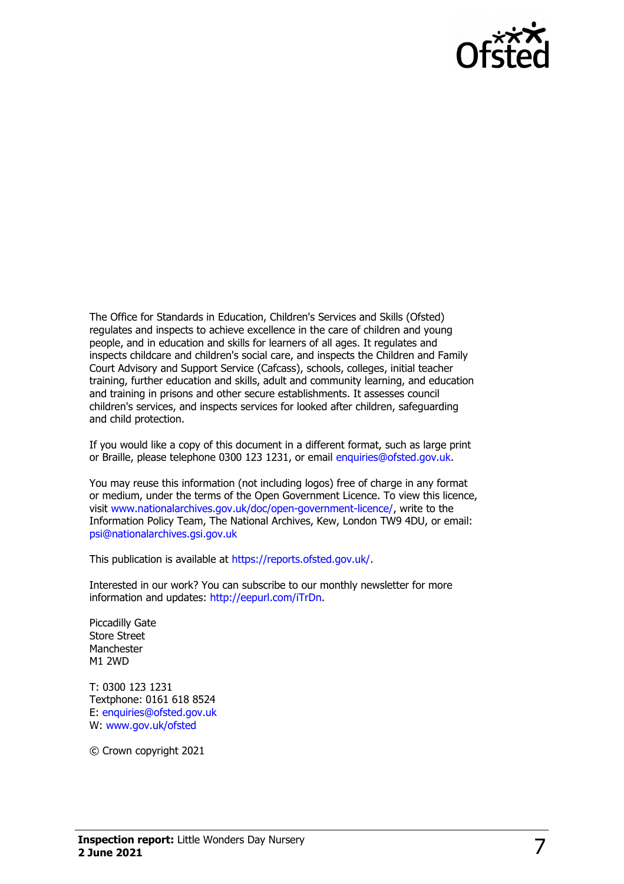The Office for Standards in Education, Children's Services and Skills (Ofsted) regulates and inspects to achieve excellence in the care of children and young people, and in education and skills for learners of all ages. It regulates and inspects childcare and children's social care, and inspects the Children and Family Court Advisory and Support Service (Cafcass), schools, colleges, initial teacher training, further education and skills, adult and community learning, and education and training in prisons and other secure establishments. It assesses council children's services, and inspects services for looked after children, safeguarding and child protection.

If you would like a copy of this document in a different format, such as large print or Braille, please telephone 0300 123 1231, or email enquiries@ofsted.gov.uk.

You may reuse this information (not including logos) free of charge in any format or medium, under the terms of the Open Government Licence. To view this licence, visit www.nationalarchives.gov.uk/doc/open-government-licence/, write to the Information Policy Team, The National Archives, Kew, London TW9 4DU, or email: psi@nationalarchives.gsi.gov.uk

This publication is available at https://reports.ofsted.gov.uk/.

Interested in our work? You can subscribe to our monthly newsletter for more information and updates: http://eepurl.com/iTrDn.

Piccadilly Gate
Store Street
Manchester
M1 2WD

T: 0300 123 1231
Textphone: 0161 618 8524
E: enquiries@ofsted.gov.uk
W: www.gov.uk/ofsted

© Crown copyright 2021